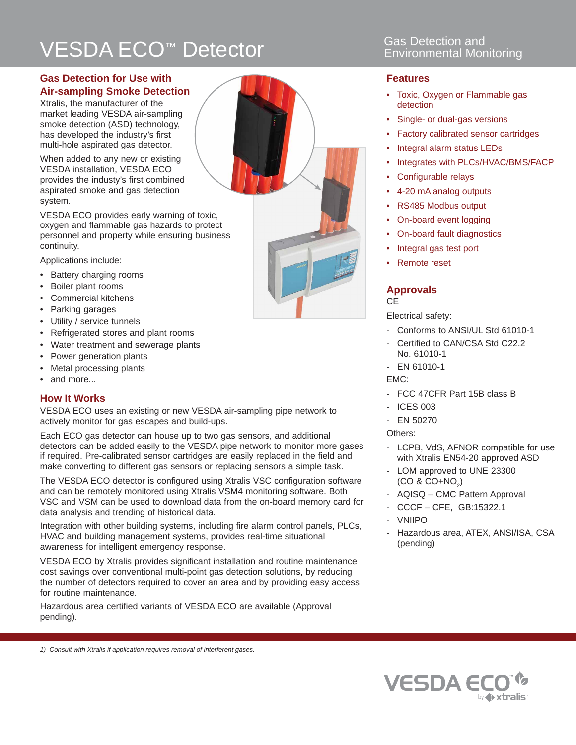# VESDA ECO™ Detector

Gas Detection and Environmental Monitoring

## Gas Detection for Use with Air-sampling Smoke Detection

Xtralis, the manufacturer of the market leading VESDA air-sampling smoke detection (ASD) technology, has developed the industry's first multi-hole aspirated gas detector.

When added to any new or existing VESDA installation, VESDA ECO provides the industy's first combined aspirated smoke and gas detection system.

VESDA ECO provides early warning of toxic, oxygen and flammable gas hazards to protect personnel and property while ensuring business continuity.

Applications include:

- Battery charging rooms
- Boiler plant rooms
- Commercial kitchens
- Parking garages
- Utility / service tunnels
- Refrigerated stores and plant rooms
- Water treatment and sewerage plants
- Power generation plants
- Metal processing plants
- and more...

## How It Works

VESDA ECO uses an existing or new VESDA air-sampling pipe network to actively monitor for gas escapes and build-ups.

Each ECO gas detector can house up to two gas sensors, and additional detectors can be added easily to the VESDA pipe network to monitor more gases if required. Pre-calibrated sensor cartridges are easily replaced in the field and make converting to different gas sensors or replacing sensors a simple task.

The VESDA ECO detector is configured using Xtralis VSC configuration software and can be remotely monitored using Xtralis VSM4 monitoring software. Both VSC and VSM can be used to download data from the on-board memory card for data analysis and trending of historical data.

Integration with other building systems, including fire alarm control panels, PLCs, HVAC and building management systems, provides real-time situational awareness for intelligent emergency response.

VESDA ECO by Xtralis provides significant installation and routine maintenance cost savings over conventional multi-point gas detection solutions, by reducing the number of detectors required to cover an area and by providing easy access for routine maintenance.

Hazardous area certified variants of VESDA ECO are available (Approval pending).

## Features

- Toxic, Oxygen or Flammable gas detection
- Single- or dual-gas versions
- Factory calibrated sensor cartridges
- Integral alarm status LEDs
- Integrates with PLCs/HVAC/BMS/FACP
- Configurable relays
- 4-20 mA analog outputs
- RS485 Modbus output
- On-board event logging
- On-board fault diagnostics
- Integral gas test port
- Remote reset

## Approvals

CE

Electrical safety:

- Conforms to ANSI/UL Std 61010-1
- Certified to CAN/CSA Std C22.2 No. 61010-1
- EN 61010-1

EMC:

- FCC 47CFR Part 15B class B
- ICES 003
- EN 50270

Others:

- LCPB, VdS, AFNOR compatible for use with Xtralis EN54-20 approved ASD
- LOM approved to UNE 23300 (CO & CO+$NO_2$)
- AQISQ – CMC Pattern Approval
- CCCF – CFE, GB:15322.1
- VNIIPO
- Hazardous area, ATEX, ANSI/ISA, CSA (pending)

*1) Consult with Xtralis if application requires removal of interferent gases.*

VESDA ECO™ by xtralis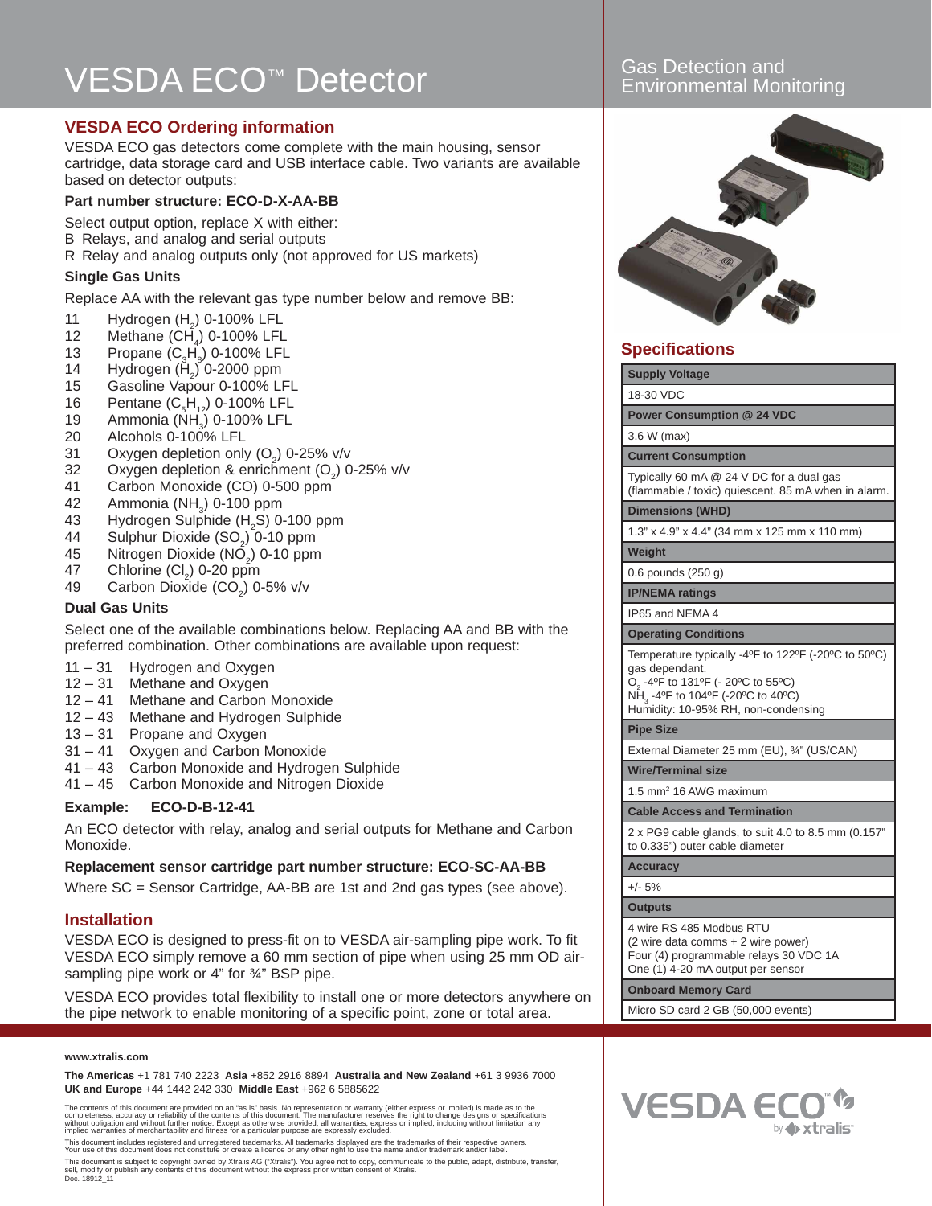# VESDA ECO™ Detector

Gas Detection and Environmental Monitoring

## VESDA ECO Ordering information

VESDA ECO gas detectors come complete with the main housing, sensor cartridge, data storage card and USB interface cable. Two variants are available based on detector outputs:

**Part number structure: ECO-D-X-AA-BB**

Select output option, replace X with either:
B Relays, and analog and serial outputs
R Relay and analog outputs only (not approved for US markets)

**Single Gas Units**

Replace AA with the relevant gas type number below and remove BB:

11 Hydrogen ($H_2$) 0-100% LFL
12 Methane ($CH_4$) 0-100% LFL
13 Propane ($C_3H_8$) 0-100% LFL
14 Hydrogen ($H_2$) 0-2000 ppm
15 Gasoline Vapour 0-100% LFL
16 Pentane ($C_5H_{12}$) 0-100% LFL
19 Ammonia ($NH_3$) 0-100% LFL
20 Alcohols 0-100% LFL
31 Oxygen depletion only ($O_2$) 0-25% v/v
32 Oxygen depletion & enrichment ($O_2$) 0-25% v/v
41 Carbon Monoxide (CO) 0-500 ppm
42 Ammonia ($NH_3$) 0-100 ppm
43 Hydrogen Sulphide ($H_2S$) 0-100 ppm
44 Sulphur Dioxide ($SO_2$) 0-10 ppm
45 Nitrogen Dioxide ($NO_2$) 0-10 ppm
47 Chlorine ($Cl_2$) 0-20 ppm
49 Carbon Dioxide ($CO_2$) 0-5% v/v

**Dual Gas Units**

Select one of the available combinations below. Replacing AA and BB with the preferred combination. Other combinations are available upon request:

11 – 31 Hydrogen and Oxygen
12 – 31 Methane and Oxygen
12 – 41 Methane and Carbon Monoxide
12 – 43 Methane and Hydrogen Sulphide
13 – 31 Propane and Oxygen
31 – 41 Oxygen and Carbon Monoxide
41 – 43 Carbon Monoxide and Hydrogen Sulphide
41 – 45 Carbon Monoxide and Nitrogen Dioxide

**Example: ECO-D-B-12-41**

An ECO detector with relay, analog and serial outputs for Methane and Carbon Monoxide.

**Replacement sensor cartridge part number structure: ECO-SC-AA-BB**

Where SC = Sensor Cartridge, AA-BB are 1st and 2nd gas types (see above).

## Installation

VESDA ECO is designed to press-fit on to VESDA air-sampling pipe work. To fit VESDA ECO simply remove a 60 mm section of pipe when using 25 mm OD air-sampling pipe work or 4" for ¾" BSP pipe.

VESDA ECO provides total flexibility to install one or more detectors anywhere on the pipe network to enable monitoring of a specific point, zone or total area.

## Specifications

| | |
|---|---|
| **Supply Voltage** | 18-30 VDC |
| **Power Consumption @ 24 VDC** | 3.6 W (max) |
| **Current Consumption** | Typically 60 mA @ 24 V DC for a dual gas (flammable / toxic) quiescent. 85 mA when in alarm. |
| **Dimensions (WHD)** | 1.3" x 4.9" x 4.4" (34 mm x 125 mm x 110 mm) |
| **Weight** | 0.6 pounds (250 g) |
| **IP/NEMA ratings** | IP65 and NEMA 4 |
| **Operating Conditions** | Temperature typically -4ºF to 122ºF (-20ºC to 50ºC) gas dependant.<br>$O_2$ -4ºF to 131ºF (- 20ºC to 55ºC)<br>$NH_3$ -4ºF to 104ºF (-20ºC to 40ºC)<br>Humidity: 10-95% RH, non-condensing |
| **Pipe Size** | External Diameter 25 mm (EU), ¾" (US/CAN) |
| **Wire/Terminal size** | 1.5 mm² 16 AWG maximum |
| **Cable Access and Termination** | 2 x PG9 cable glands, to suit 4.0 to 8.5 mm (0.157" to 0.335") outer cable diameter |
| **Accuracy** | +/- 5% |
| **Outputs** | 4 wire RS 485 Modbus RTU<br>(2 wire data comms + 2 wire power)<br>Four (4) programmable relays 30 VDC 1A<br>One (1) 4-20 mA output per sensor |
| **Onboard Memory Card** | Micro SD card 2 GB (50,000 events) |

**www.xtralis.com**

**The Americas** +1 781 740 2223 **Asia** +852 2916 8894 **Australia and New Zealand** +61 3 9936 7000 **UK and Europe** +44 1442 242 330 **Middle East** +962 6 5885622

The contents of this document are provided on an "as is" basis. No representation or warranty (either express or implied) is made as to the completeness, accuracy or reliability of the contents of this document. The manufacturer reserves the right to change designs or specifications without obligation and without further notice. Except as otherwise provided, all warranties, express or implied, including without limitation any implied warranties of merchantability and fitness for a particular purpose are expressly excluded.

This document includes registered and unregistered trademarks. All trademarks displayed are the trademarks of their respective owners. Your use of this document does not constitute or create a licence or any other right to use the name and/or trademark and/or label.

This document is subject to copyright owned by Xtralis AG ("Xtralis"). You agree not to copy, communicate to the public, adapt, distribute, transfer, sell, modify or publish any contents of this document without the express prior written consent of Xtralis.
Doc. 18912_11

VESDA ECO by xtralis